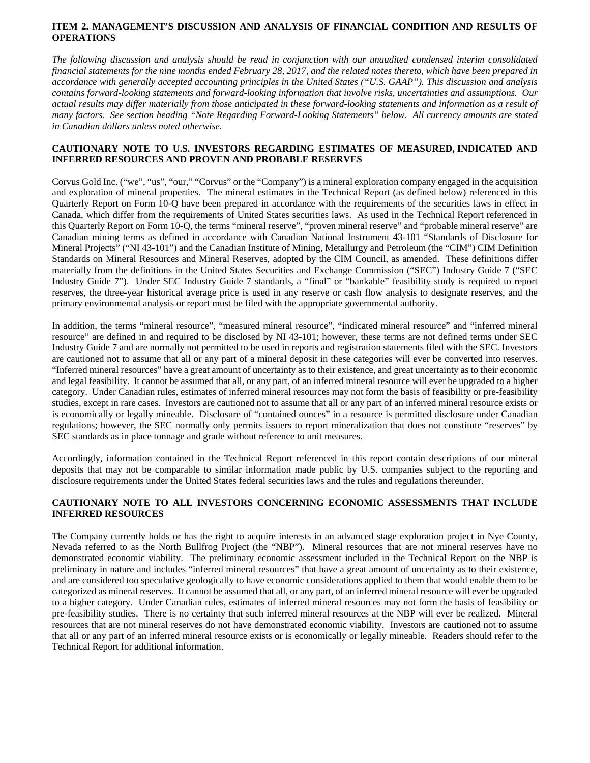## ITEM 2. MANAGEMENT'S DISCUSSION AND ANALYSIS OF FINANCIAL CONDITION AND RESULTS OF OPERATIONS

*The following discussion and analysis should be read in conjunction with our unaudited condensed interim consolidated financial statements for the nine months ended February 28, 2017, and the related notes thereto, which have been prepared in accordance with generally accepted accounting principles in the United States ("U.S. GAAP"). This discussion and analysis contains forward-looking statements and forward-looking information that involve risks, uncertainties and assumptions. Our actual results may differ materially from those anticipated in these forward-looking statements and information as a result of many factors. See section heading "Note Regarding Forward-Looking Statements" below. All currency amounts are stated in Canadian dollars unless noted otherwise.*

### CAUTIONARY NOTE TO U.S. INVESTORS REGARDING ESTIMATES OF MEASURED, INDICATED AND INFERRED RESOURCES AND PROVEN AND PROBABLE RESERVES

Corvus Gold Inc. ("we", "us", "our," "Corvus" or the "Company") is a mineral exploration company engaged in the acquisition and exploration of mineral properties. The mineral estimates in the Technical Report (as defined below) referenced in this Quarterly Report on Form 10-Q have been prepared in accordance with the requirements of the securities laws in effect in Canada, which differ from the requirements of United States securities laws. As used in the Technical Report referenced in this Quarterly Report on Form 10-Q, the terms "mineral reserve", "proven mineral reserve" and "probable mineral reserve" are Canadian mining terms as defined in accordance with Canadian National Instrument 43-101 "Standards of Disclosure for Mineral Projects" ("NI 43-101") and the Canadian Institute of Mining, Metallurgy and Petroleum (the "CIM") CIM Definition Standards on Mineral Resources and Mineral Reserves, adopted by the CIM Council, as amended. These definitions differ materially from the definitions in the United States Securities and Exchange Commission ("SEC") Industry Guide 7 ("SEC Industry Guide 7"). Under SEC Industry Guide 7 standards, a "final" or "bankable" feasibility study is required to report reserves, the three-year historical average price is used in any reserve or cash flow analysis to designate reserves, and the primary environmental analysis or report must be filed with the appropriate governmental authority.

In addition, the terms "mineral resource", "measured mineral resource", "indicated mineral resource" and "inferred mineral resource" are defined in and required to be disclosed by NI 43-101; however, these terms are not defined terms under SEC Industry Guide 7 and are normally not permitted to be used in reports and registration statements filed with the SEC. Investors are cautioned not to assume that all or any part of a mineral deposit in these categories will ever be converted into reserves. "Inferred mineral resources" have a great amount of uncertainty as to their existence, and great uncertainty as to their economic and legal feasibility. It cannot be assumed that all, or any part, of an inferred mineral resource will ever be upgraded to a higher category. Under Canadian rules, estimates of inferred mineral resources may not form the basis of feasibility or pre-feasibility studies, except in rare cases. Investors are cautioned not to assume that all or any part of an inferred mineral resource exists or is economically or legally mineable. Disclosure of "contained ounces" in a resource is permitted disclosure under Canadian regulations; however, the SEC normally only permits issuers to report mineralization that does not constitute "reserves" by SEC standards as in place tonnage and grade without reference to unit measures.

Accordingly, information contained in the Technical Report referenced in this report contain descriptions of our mineral deposits that may not be comparable to similar information made public by U.S. companies subject to the reporting and disclosure requirements under the United States federal securities laws and the rules and regulations thereunder.

### CAUTIONARY NOTE TO ALL INVESTORS CONCERNING ECONOMIC ASSESSMENTS THAT INCLUDE INFERRED RESOURCES

The Company currently holds or has the right to acquire interests in an advanced stage exploration project in Nye County, Nevada referred to as the North Bullfrog Project (the "NBP"). Mineral resources that are not mineral reserves have no demonstrated economic viability. The preliminary economic assessment included in the Technical Report on the NBP is preliminary in nature and includes "inferred mineral resources" that have a great amount of uncertainty as to their existence, and are considered too speculative geologically to have economic considerations applied to them that would enable them to be categorized as mineral reserves. It cannot be assumed that all, or any part, of an inferred mineral resource will ever be upgraded to a higher category. Under Canadian rules, estimates of inferred mineral resources may not form the basis of feasibility or pre-feasibility studies. There is no certainty that such inferred mineral resources at the NBP will ever be realized. Mineral resources that are not mineral reserves do not have demonstrated economic viability. Investors are cautioned not to assume that all or any part of an inferred mineral resource exists or is economically or legally mineable. Readers should refer to the Technical Report for additional information.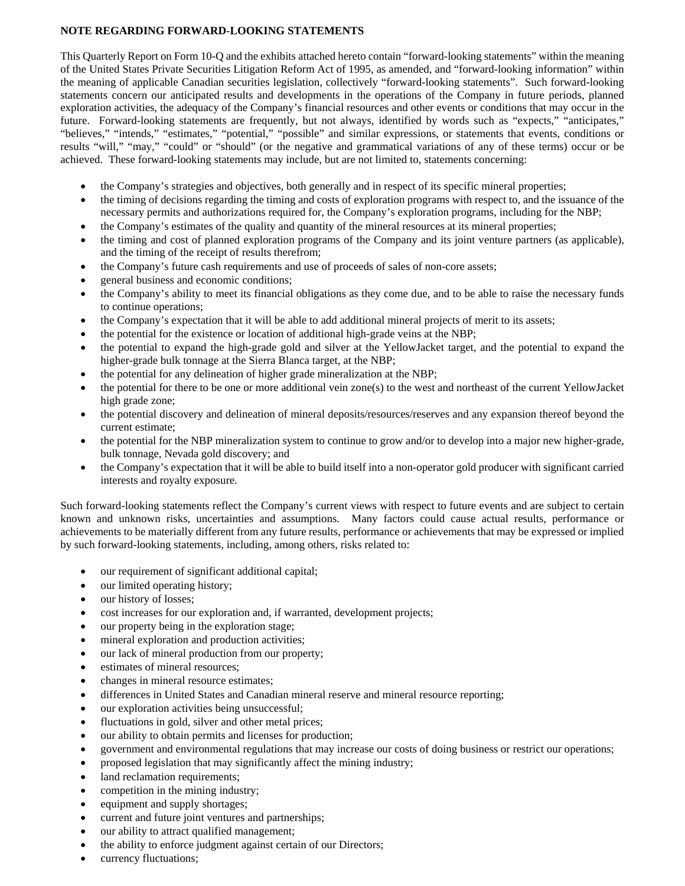**NOTE REGARDING FORWARD-LOOKING STATEMENTS**

This Quarterly Report on Form 10-Q and the exhibits attached hereto contain "forward-looking statements" within the meaning of the United States Private Securities Litigation Reform Act of 1995, as amended, and "forward-looking information" within the meaning of applicable Canadian securities legislation, collectively "forward-looking statements". Such forward-looking statements concern our anticipated results and developments in the operations of the Company in future periods, planned exploration activities, the adequacy of the Company's financial resources and other events or conditions that may occur in the future. Forward-looking statements are frequently, but not always, identified by words such as "expects," "anticipates," "believes," "intends," "estimates," "potential," "possible" and similar expressions, or statements that events, conditions or results "will," "may," "could" or "should" (or the negative and grammatical variations of any of these terms) occur or be achieved. These forward-looking statements may include, but are not limited to, statements concerning:

- the Company's strategies and objectives, both generally and in respect of its specific mineral properties;
- the timing of decisions regarding the timing and costs of exploration programs with respect to, and the issuance of the necessary permits and authorizations required for, the Company's exploration programs, including for the NBP;
- the Company's estimates of the quality and quantity of the mineral resources at its mineral properties;
- the timing and cost of planned exploration programs of the Company and its joint venture partners (as applicable), and the timing of the receipt of results therefrom;
- the Company's future cash requirements and use of proceeds of sales of non-core assets;
- general business and economic conditions;
- the Company's ability to meet its financial obligations as they come due, and to be able to raise the necessary funds to continue operations;
- the Company's expectation that it will be able to add additional mineral projects of merit to its assets;
- the potential for the existence or location of additional high-grade veins at the NBP;
- the potential to expand the high-grade gold and silver at the YellowJacket target, and the potential to expand the higher-grade bulk tonnage at the Sierra Blanca target, at the NBP;
- the potential for any delineation of higher grade mineralization at the NBP;
- the potential for there to be one or more additional vein zone(s) to the west and northeast of the current YellowJacket high grade zone;
- the potential discovery and delineation of mineral deposits/resources/reserves and any expansion thereof beyond the current estimate;
- the potential for the NBP mineralization system to continue to grow and/or to develop into a major new higher-grade, bulk tonnage, Nevada gold discovery; and
- the Company's expectation that it will be able to build itself into a non-operator gold producer with significant carried interests and royalty exposure.

Such forward-looking statements reflect the Company's current views with respect to future events and are subject to certain known and unknown risks, uncertainties and assumptions. Many factors could cause actual results, performance or achievements to be materially different from any future results, performance or achievements that may be expressed or implied by such forward-looking statements, including, among others, risks related to:

- our requirement of significant additional capital;
- our limited operating history;
- our history of losses;
- cost increases for our exploration and, if warranted, development projects;
- our property being in the exploration stage;
- mineral exploration and production activities;
- our lack of mineral production from our property;
- estimates of mineral resources;
- changes in mineral resource estimates;
- differences in United States and Canadian mineral reserve and mineral resource reporting;
- our exploration activities being unsuccessful;
- fluctuations in gold, silver and other metal prices;
- our ability to obtain permits and licenses for production;
- government and environmental regulations that may increase our costs of doing business or restrict our operations;
- proposed legislation that may significantly affect the mining industry;
- land reclamation requirements;
- competition in the mining industry;
- equipment and supply shortages;
- current and future joint ventures and partnerships;
- our ability to attract qualified management;
- the ability to enforce judgment against certain of our Directors;
- currency fluctuations;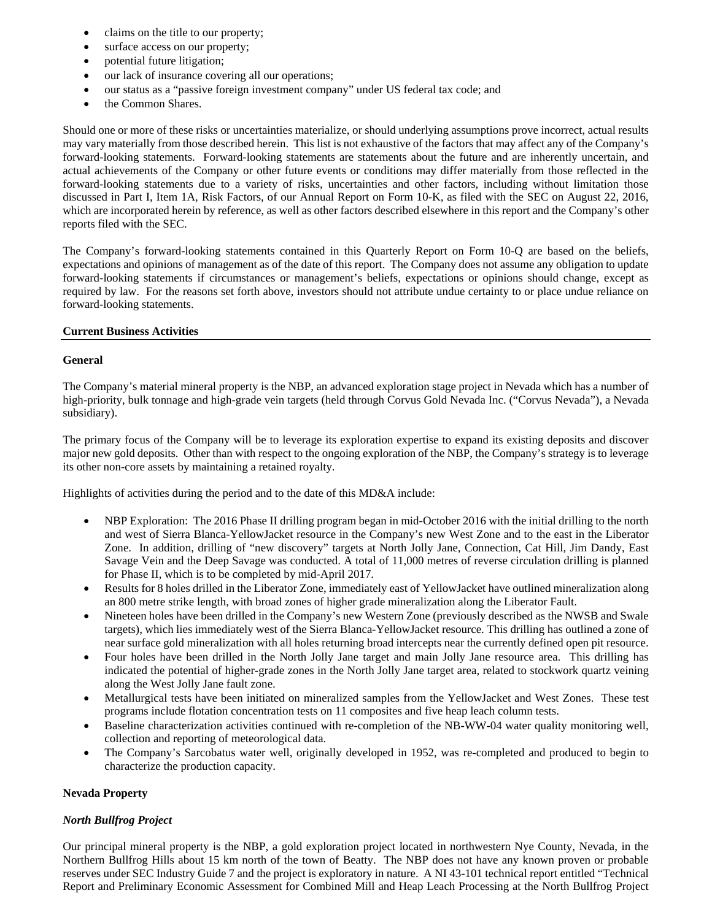- claims on the title to our property;
- surface access on our property;
- potential future litigation;
- our lack of insurance covering all our operations;
- our status as a "passive foreign investment company" under US federal tax code; and
- the Common Shares.

Should one or more of these risks or uncertainties materialize, or should underlying assumptions prove incorrect, actual results may vary materially from those described herein. This list is not exhaustive of the factors that may affect any of the Company's forward-looking statements. Forward-looking statements are statements about the future and are inherently uncertain, and actual achievements of the Company or other future events or conditions may differ materially from those reflected in the forward-looking statements due to a variety of risks, uncertainties and other factors, including without limitation those discussed in Part I, Item 1A, Risk Factors, of our Annual Report on Form 10-K, as filed with the SEC on August 22, 2016, which are incorporated herein by reference, as well as other factors described elsewhere in this report and the Company's other reports filed with the SEC.

The Company's forward-looking statements contained in this Quarterly Report on Form 10-Q are based on the beliefs, expectations and opinions of management as of the date of this report. The Company does not assume any obligation to update forward-looking statements if circumstances or management's beliefs, expectations or opinions should change, except as required by law. For the reasons set forth above, investors should not attribute undue certainty to or place undue reliance on forward-looking statements.

## Current Business Activities

### General

The Company's material mineral property is the NBP, an advanced exploration stage project in Nevada which has a number of high-priority, bulk tonnage and high-grade vein targets (held through Corvus Gold Nevada Inc. ("Corvus Nevada"), a Nevada subsidiary).

The primary focus of the Company will be to leverage its exploration expertise to expand its existing deposits and discover major new gold deposits. Other than with respect to the ongoing exploration of the NBP, the Company's strategy is to leverage its other non-core assets by maintaining a retained royalty.

Highlights of activities during the period and to the date of this MD&A include:

- NBP Exploration: The 2016 Phase II drilling program began in mid-October 2016 with the initial drilling to the north and west of Sierra Blanca-YellowJacket resource in the Company's new West Zone and to the east in the Liberator Zone. In addition, drilling of "new discovery" targets at North Jolly Jane, Connection, Cat Hill, Jim Dandy, East Savage Vein and the Deep Savage was conducted. A total of 11,000 metres of reverse circulation drilling is planned for Phase II, which is to be completed by mid-April 2017.
- Results for 8 holes drilled in the Liberator Zone, immediately east of YellowJacket have outlined mineralization along an 800 metre strike length, with broad zones of higher grade mineralization along the Liberator Fault.
- Nineteen holes have been drilled in the Company's new Western Zone (previously described as the NWSB and Swale targets), which lies immediately west of the Sierra Blanca-YellowJacket resource. This drilling has outlined a zone of near surface gold mineralization with all holes returning broad intercepts near the currently defined open pit resource.
- Four holes have been drilled in the North Jolly Jane target and main Jolly Jane resource area. This drilling has indicated the potential of higher-grade zones in the North Jolly Jane target area, related to stockwork quartz veining along the West Jolly Jane fault zone.
- Metallurgical tests have been initiated on mineralized samples from the YellowJacket and West Zones. These test programs include flotation concentration tests on 11 composites and five heap leach column tests.
- Baseline characterization activities continued with re-completion of the NB-WW-04 water quality monitoring well, collection and reporting of meteorological data.
- The Company's Sarcobatus water well, originally developed in 1952, was re-completed and produced to begin to characterize the production capacity.

### Nevada Property

#### *North Bullfrog Project*

Our principal mineral property is the NBP, a gold exploration project located in northwestern Nye County, Nevada, in the Northern Bullfrog Hills about 15 km north of the town of Beatty. The NBP does not have any known proven or probable reserves under SEC Industry Guide 7 and the project is exploratory in nature. A NI 43-101 technical report entitled "Technical Report and Preliminary Economic Assessment for Combined Mill and Heap Leach Processing at the North Bullfrog Project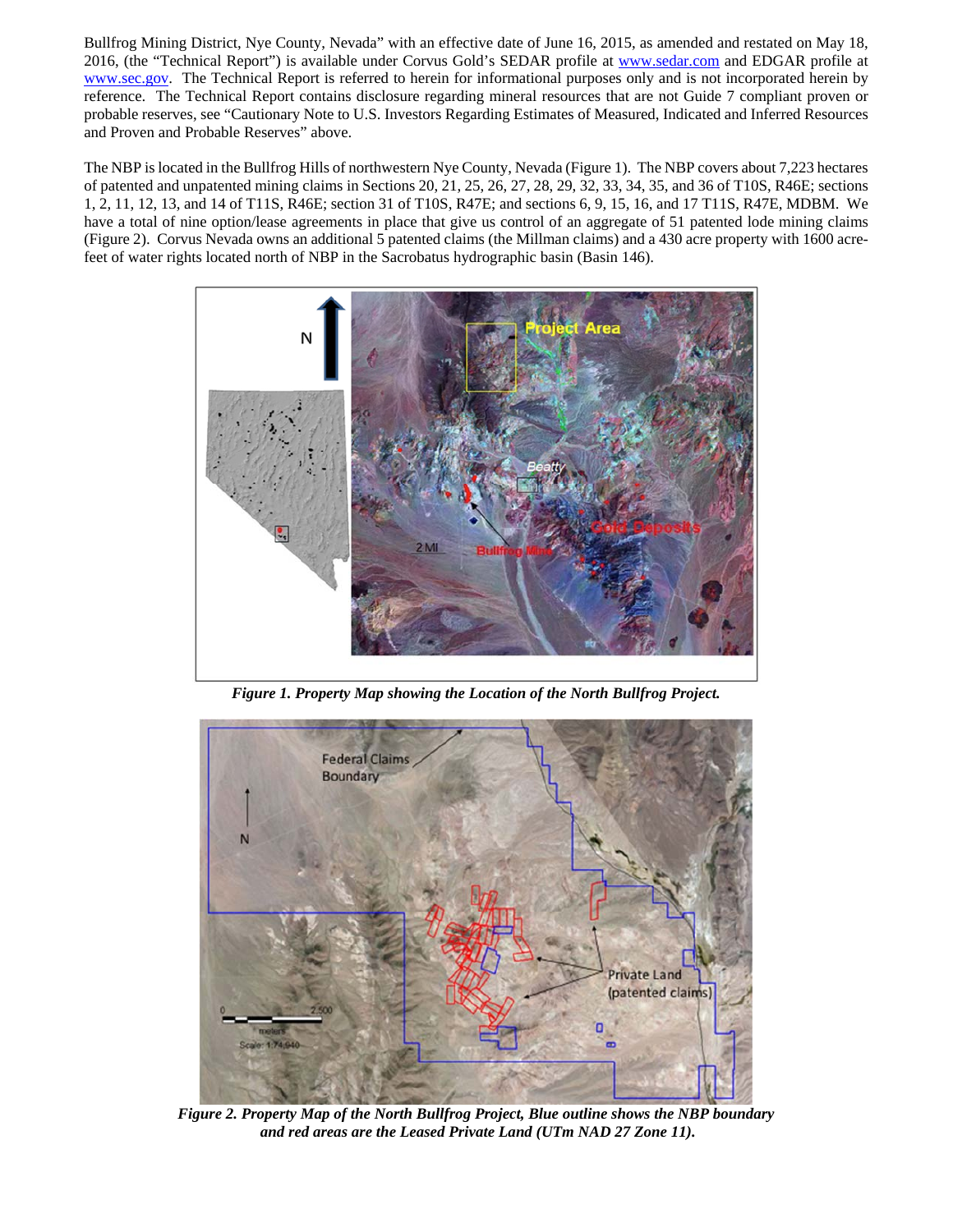Bullfrog Mining District, Nye County, Nevada" with an effective date of June 16, 2015, as amended and restated on May 18, 2016, (the "Technical Report") is available under Corvus Gold's SEDAR profile at www.sedar.com and EDGAR profile at www.sec.gov. The Technical Report is referred to herein for informational purposes only and is not incorporated herein by reference. The Technical Report contains disclosure regarding mineral resources that are not Guide 7 compliant proven or probable reserves, see "Cautionary Note to U.S. Investors Regarding Estimates of Measured, Indicated and Inferred Resources and Proven and Probable Reserves" above.

The NBP is located in the Bullfrog Hills of northwestern Nye County, Nevada (Figure 1). The NBP covers about 7,223 hectares of patented and unpatented mining claims in Sections 20, 21, 25, 26, 27, 28, 29, 32, 33, 34, 35, and 36 of T10S, R46E; sections 1, 2, 11, 12, 13, and 14 of T11S, R46E; section 31 of T10S, R47E; and sections 6, 9, 15, 16, and 17 T11S, R47E, MDBM. We have a total of nine option/lease agreements in place that give us control of an aggregate of 51 patented lode mining claims (Figure 2). Corvus Nevada owns an additional 5 patented claims (the Millman claims) and a 430 acre property with 1600 acre-feet of water rights located north of NBP in the Sacrobatus hydrographic basin (Basin 146).

***Figure 1. Property Map showing the Location of the North Bullfrog Project.***

***Figure 2. Property Map of the North Bullfrog Project, Blue outline shows the NBP boundary and red areas are the Leased Private Land (UTm NAD 27 Zone 11).***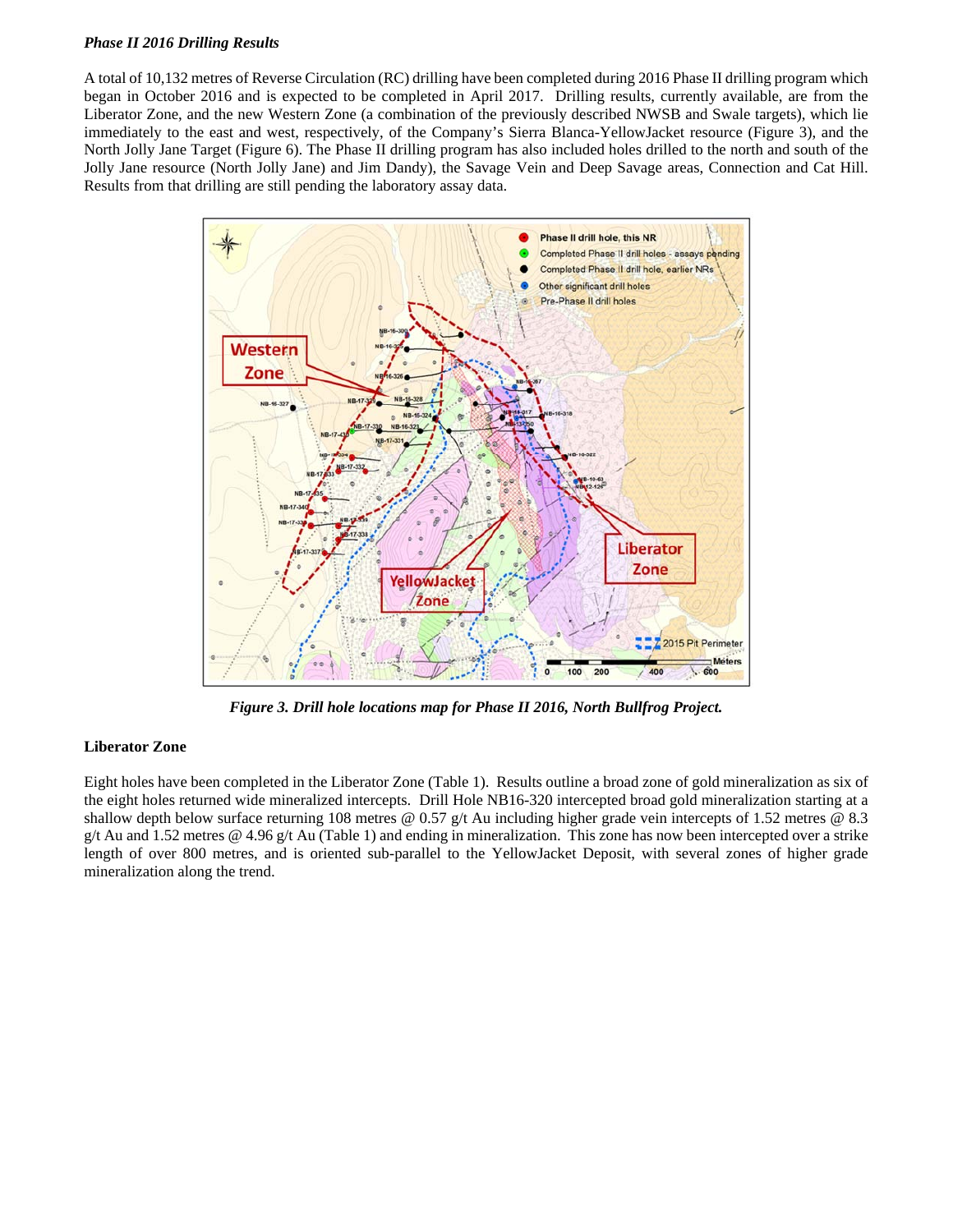***Phase II 2016 Drilling Results***

A total of 10,132 metres of Reverse Circulation (RC) drilling have been completed during 2016 Phase II drilling program which began in October 2016 and is expected to be completed in April 2017. Drilling results, currently available, are from the Liberator Zone, and the new Western Zone (a combination of the previously described NWSB and Swale targets), which lie immediately to the east and west, respectively, of the Company's Sierra Blanca-YellowJacket resource (Figure 3), and the North Jolly Jane Target (Figure 6). The Phase II drilling program has also included holes drilled to the north and south of the Jolly Jane resource (North Jolly Jane) and Jim Dandy), the Savage Vein and Deep Savage areas, Connection and Cat Hill. Results from that drilling are still pending the laboratory assay data.

*Figure 3. Drill hole locations map for Phase II 2016, North Bullfrog Project.*

**Liberator Zone**

Eight holes have been completed in the Liberator Zone (Table 1). Results outline a broad zone of gold mineralization as six of the eight holes returned wide mineralized intercepts. Drill Hole NB16-320 intercepted broad gold mineralization starting at a shallow depth below surface returning 108 metres @ 0.57 g/t Au including higher grade vein intercepts of 1.52 metres @ 8.3 g/t Au and 1.52 metres @ 4.96 g/t Au (Table 1) and ending in mineralization. This zone has now been intercepted over a strike length of over 800 metres, and is oriented sub-parallel to the YellowJacket Deposit, with several zones of higher grade mineralization along the trend.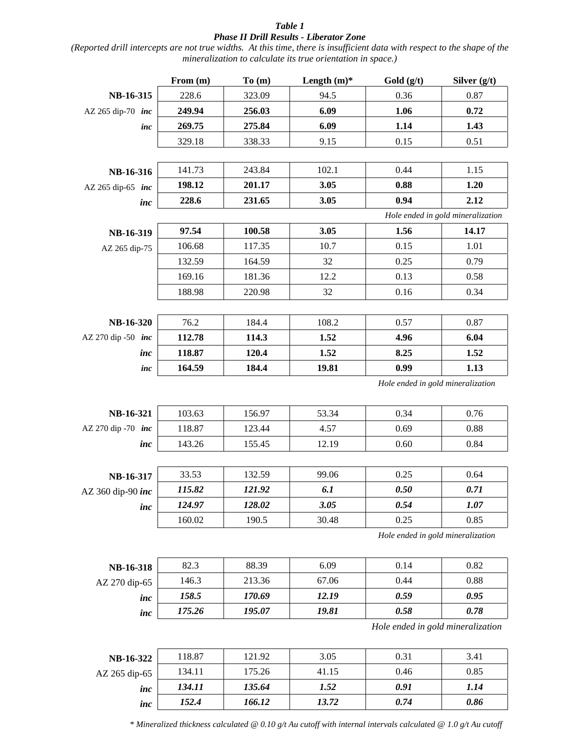***Table 1***

***Phase II Drill Results - Liberator Zone***

*(Reported drill intercepts are not true widths. At this time, there is insufficient data with respect to the shape of the mineralization to calculate its true orientation in space.)*

| | From (m) | To (m) | Length (m)* | Gold (g/t) | Silver (g/t) |
|---|---|---|---|---|---|
| **NB-16-315** | 228.6 | 323.09 | 94.5 | 0.36 | 0.87 |
| AZ 265 dip-70 ***inc*** | **249.94** | **256.03** | **6.09** | **1.06** | **0.72** |
| ***inc*** | **269.75** | **275.84** | **6.09** | **1.14** | **1.43** |
| | 329.18 | 338.33 | 9.15 | 0.15 | 0.51 |
| | | | | | |
| **NB-16-316** | 141.73 | 243.84 | 102.1 | 0.44 | 1.15 |
| AZ 265 dip-65 ***inc*** | **198.12** | **201.17** | **3.05** | **0.88** | **1.20** |
| ***inc*** | **228.6** | **231.65** | **3.05** | **0.94** | **2.12** |
| | | | | *Hole ended in gold mineralization* | |
| **NB-16-319** | **97.54** | **100.58** | **3.05** | **1.56** | **14.17** |
| AZ 265 dip-75 | 106.68 | 117.35 | 10.7 | 0.15 | 1.01 |
| | 132.59 | 164.59 | 32 | 0.25 | 0.79 |
| | 169.16 | 181.36 | 12.2 | 0.13 | 0.58 |
| | 188.98 | 220.98 | 32 | 0.16 | 0.34 |
| | | | | | |
| **NB-16-320** | 76.2 | 184.4 | 108.2 | 0.57 | 0.87 |
| AZ 270 dip -50 ***inc*** | **112.78** | **114.3** | **1.52** | **4.96** | **6.04** |
| ***inc*** | **118.87** | **120.4** | **1.52** | **8.25** | **1.52** |
| ***inc*** | **164.59** | **184.4** | **19.81** | **0.99** | **1.13** |
| | | | | *Hole ended in gold mineralization* | |
| | | | | | |
| **NB-16-321** | 103.63 | 156.97 | 53.34 | 0.34 | 0.76 |
| AZ 270 dip -70 ***inc*** | 118.87 | 123.44 | 4.57 | 0.69 | 0.88 |
| ***inc*** | 143.26 | 155.45 | 12.19 | 0.60 | 0.84 |
| | | | | | |
| **NB-16-317** | 33.53 | 132.59 | 99.06 | 0.25 | 0.64 |
| AZ 360 dip-90 ***inc*** | ***115.82*** | ***121.92*** | ***6.1*** | ***0.50*** | ***0.71*** |
| ***inc*** | ***124.97*** | ***128.02*** | ***3.05*** | ***0.54*** | ***1.07*** |
| | 160.02 | 190.5 | 30.48 | 0.25 | 0.85 |
| | | | | *Hole ended in gold mineralization* | |
| | | | | | |
| **NB-16-318** | 82.3 | 88.39 | 6.09 | 0.14 | 0.82 |
| AZ 270 dip-65 | 146.3 | 213.36 | 67.06 | 0.44 | 0.88 |
| ***inc*** | ***158.5*** | ***170.69*** | ***12.19*** | ***0.59*** | ***0.95*** |
| ***inc*** | ***175.26*** | ***195.07*** | ***19.81*** | ***0.58*** | ***0.78*** |
| | | | | *Hole ended in gold mineralization* | |
| | | | | | |
| **NB-16-322** | 118.87 | 121.92 | 3.05 | 0.31 | 3.41 |
| AZ 265 dip-65 | 134.11 | 175.26 | 41.15 | 0.46 | 0.85 |
| ***inc*** | ***134.11*** | ***135.64*** | ***1.52*** | ***0.91*** | ***1.14*** |
| ***inc*** | ***152.4*** | ***166.12*** | ***13.72*** | ***0.74*** | ***0.86*** |

*\* Mineralized thickness calculated @ 0.10 g/t Au cutoff with internal intervals calculated @ 1.0 g/t Au cutoff*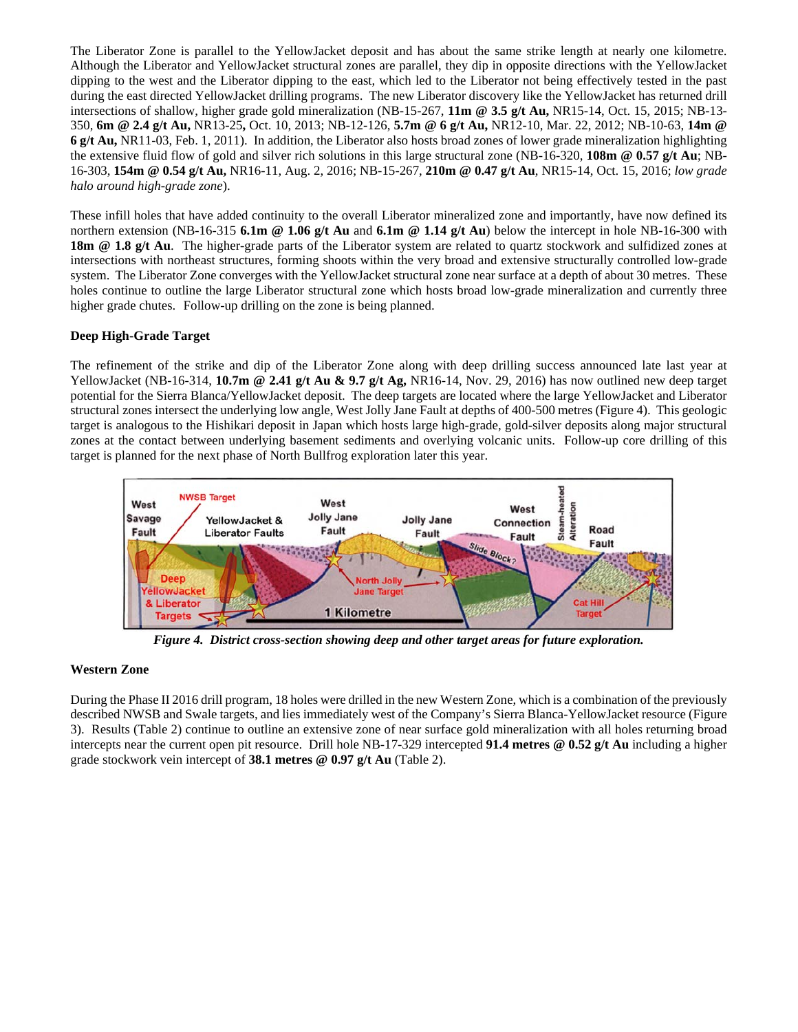The Liberator Zone is parallel to the YellowJacket deposit and has about the same strike length at nearly one kilometre. Although the Liberator and YellowJacket structural zones are parallel, they dip in opposite directions with the YellowJacket dipping to the west and the Liberator dipping to the east, which led to the Liberator not being effectively tested in the past during the east directed YellowJacket drilling programs. The new Liberator discovery like the YellowJacket has returned drill intersections of shallow, higher grade gold mineralization (NB-15-267, **11m @ 3.5 g/t Au,** NR15-14, Oct. 15, 2015; NB-13-350, **6m @ 2.4 g/t Au,** NR13-25**,** Oct. 10, 2013; NB-12-126, **5.7m @ 6 g/t Au,** NR12-10, Mar. 22, 2012; NB-10-63, **14m @ 6 g/t Au,** NR11-03, Feb. 1, 2011). In addition, the Liberator also hosts broad zones of lower grade mineralization highlighting the extensive fluid flow of gold and silver rich solutions in this large structural zone (NB-16-320, **108m @ 0.57 g/t Au**; NB-16-303, **154m @ 0.54 g/t Au,** NR16-11, Aug. 2, 2016; NB-15-267, **210m @ 0.47 g/t Au**, NR15-14, Oct. 15, 2016; *low grade halo around high-grade zone*).

These infill holes that have added continuity to the overall Liberator mineralized zone and importantly, have now defined its northern extension (NB-16-315 **6.1m @ 1.06 g/t Au** and **6.1m @ 1.14 g/t Au**) below the intercept in hole NB-16-300 with **18m @ 1.8 g/t Au**. The higher-grade parts of the Liberator system are related to quartz stockwork and sulfidized zones at intersections with northeast structures, forming shoots within the very broad and extensive structurally controlled low-grade system. The Liberator Zone converges with the YellowJacket structural zone near surface at a depth of about 30 metres. These holes continue to outline the large Liberator structural zone which hosts broad low-grade mineralization and currently three higher grade chutes. Follow-up drilling on the zone is being planned.

### Deep High-Grade Target

The refinement of the strike and dip of the Liberator Zone along with deep drilling success announced late last year at YellowJacket (NB-16-314, **10.7m @ 2.41 g/t Au & 9.7 g/t Ag,** NR16-14, Nov. 29, 2016) has now outlined new deep target potential for the Sierra Blanca/YellowJacket deposit. The deep targets are located where the large YellowJacket and Liberator structural zones intersect the underlying low angle, West Jolly Jane Fault at depths of 400-500 metres (Figure 4). This geologic target is analogous to the Hishikari deposit in Japan which hosts large high-grade, gold-silver deposits along major structural zones at the contact between underlying basement sediments and overlying volcanic units. Follow-up core drilling of this target is planned for the next phase of North Bullfrog exploration later this year.

***Figure 4. District cross-section showing deep and other target areas for future exploration.***

### Western Zone

During the Phase II 2016 drill program, 18 holes were drilled in the new Western Zone, which is a combination of the previously described NWSB and Swale targets, and lies immediately west of the Company's Sierra Blanca-YellowJacket resource (Figure 3). Results (Table 2) continue to outline an extensive zone of near surface gold mineralization with all holes returning broad intercepts near the current open pit resource. Drill hole NB-17-329 intercepted **91.4 metres @ 0.52 g/t Au** including a higher grade stockwork vein intercept of **38.1 metres @ 0.97 g/t Au** (Table 2).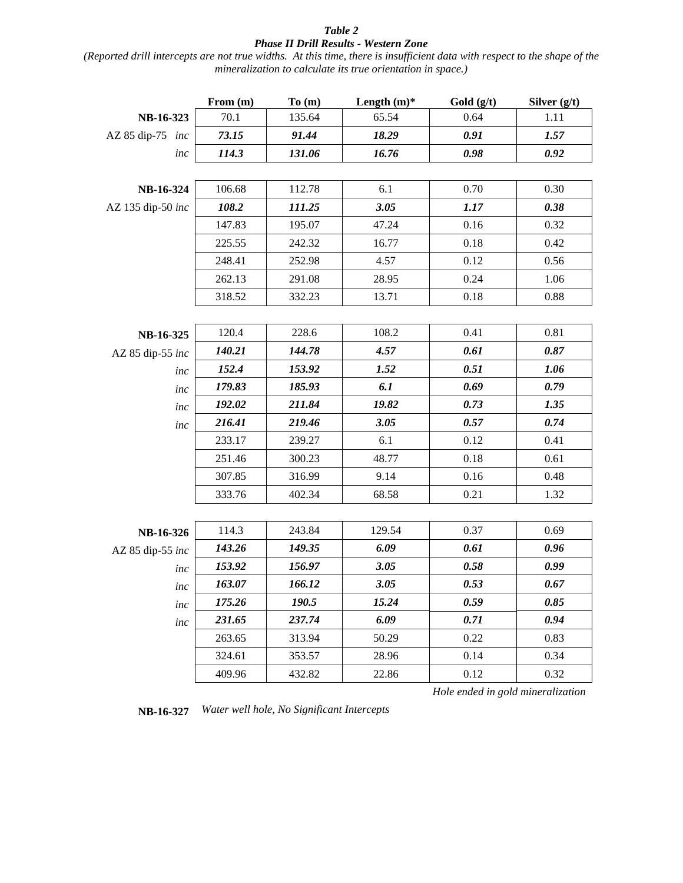***Table 2***

***Phase II Drill Results - Western Zone***

*(Reported drill intercepts are not true widths. At this time, there is insufficient data with respect to the shape of the mineralization to calculate its true orientation in space.)*

| | From (m) | To (m) | Length (m)* | Gold (g/t) | Silver (g/t) |
|---|---|---|---|---|---|
| **NB-16-323** | 70.1 | 135.64 | 65.54 | 0.64 | 1.11 |
| AZ 85 dip-75 *inc* | ***73.15*** | ***91.44*** | ***18.29*** | ***0.91*** | ***1.57*** |
| *inc* | ***114.3*** | ***131.06*** | ***16.76*** | ***0.98*** | ***0.92*** |
| | | | | | |
| **NB-16-324** | 106.68 | 112.78 | 6.1 | 0.70 | 0.30 |
| AZ 135 dip-50 *inc* | ***108.2*** | ***111.25*** | ***3.05*** | ***1.17*** | ***0.38*** |
| | 147.83 | 195.07 | 47.24 | 0.16 | 0.32 |
| | 225.55 | 242.32 | 16.77 | 0.18 | 0.42 |
| | 248.41 | 252.98 | 4.57 | 0.12 | 0.56 |
| | 262.13 | 291.08 | 28.95 | 0.24 | 1.06 |
| | 318.52 | 332.23 | 13.71 | 0.18 | 0.88 |
| | | | | | |
| **NB-16-325** | 120.4 | 228.6 | 108.2 | 0.41 | 0.81 |
| AZ 85 dip-55 *inc* | ***140.21*** | ***144.78*** | ***4.57*** | ***0.61*** | ***0.87*** |
| *inc* | ***152.4*** | ***153.92*** | ***1.52*** | ***0.51*** | ***1.06*** |
| *inc* | ***179.83*** | ***185.93*** | ***6.1*** | ***0.69*** | ***0.79*** |
| *inc* | ***192.02*** | ***211.84*** | ***19.82*** | ***0.73*** | ***1.35*** |
| *inc* | ***216.41*** | ***219.46*** | ***3.05*** | ***0.57*** | ***0.74*** |
| | 233.17 | 239.27 | 6.1 | 0.12 | 0.41 |
| | 251.46 | 300.23 | 48.77 | 0.18 | 0.61 |
| | 307.85 | 316.99 | 9.14 | 0.16 | 0.48 |
| | 333.76 | 402.34 | 68.58 | 0.21 | 1.32 |
| | | | | | |
| **NB-16-326** | 114.3 | 243.84 | 129.54 | 0.37 | 0.69 |
| AZ 85 dip-55 *inc* | ***143.26*** | ***149.35*** | ***6.09*** | ***0.61*** | ***0.96*** |
| *inc* | ***153.92*** | ***156.97*** | ***3.05*** | ***0.58*** | ***0.99*** |
| *inc* | ***163.07*** | ***166.12*** | ***3.05*** | ***0.53*** | ***0.67*** |
| *inc* | ***175.26*** | ***190.5*** | ***15.24*** | ***0.59*** | ***0.85*** |
| *inc* | ***231.65*** | ***237.74*** | ***6.09*** | ***0.71*** | ***0.94*** |
| | 263.65 | 313.94 | 50.29 | 0.22 | 0.83 |
| | 324.61 | 353.57 | 28.96 | 0.14 | 0.34 |
| | 409.96 | 432.82 | 22.86 | 0.12 | 0.32 |

*Hole ended in gold mineralization*

**NB-16-327** *Water well hole, No Significant Intercepts*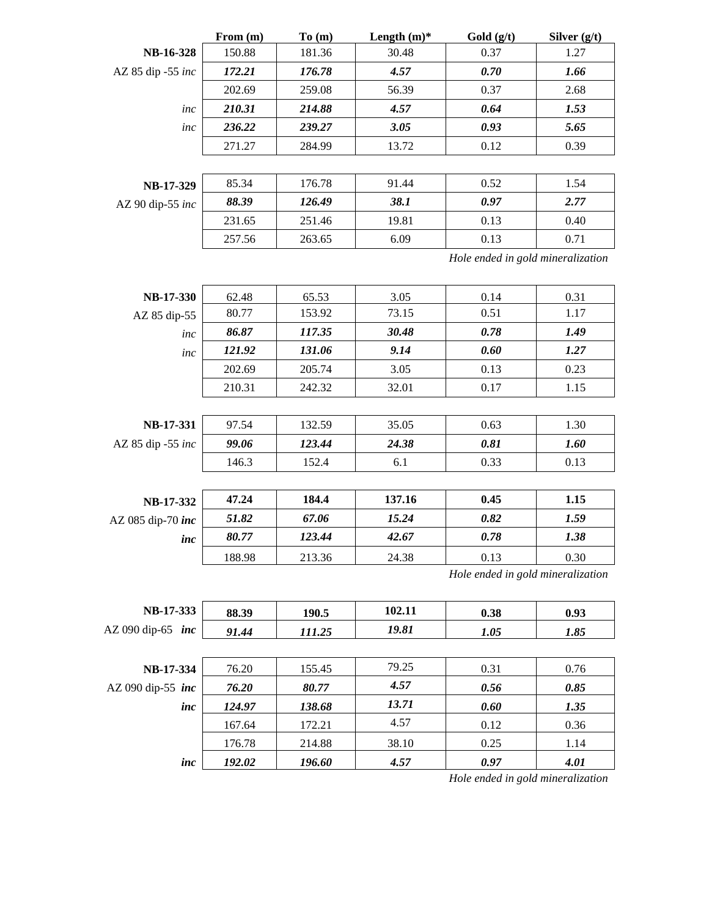| | From (m) | To (m) | Length (m)* | Gold (g/t) | Silver (g/t) |
|---|---|---|---|---|---|
| **NB-16-328** | 150.88 | 181.36 | 30.48 | 0.37 | 1.27 |
| AZ 85 dip -55 *inc* | ***172.21*** | ***176.78*** | ***4.57*** | ***0.70*** | ***1.66*** |
| | 202.69 | 259.08 | 56.39 | 0.37 | 2.68 |
| *inc* | ***210.31*** | ***214.88*** | ***4.57*** | ***0.64*** | ***1.53*** |
| *inc* | ***236.22*** | ***239.27*** | ***3.05*** | ***0.93*** | ***5.65*** |
| | 271.27 | 284.99 | 13.72 | 0.12 | 0.39 |
| | | | | | |
| **NB-17-329** | 85.34 | 176.78 | 91.44 | 0.52 | 1.54 |
| AZ 90 dip-55 *inc* | ***88.39*** | ***126.49*** | ***38.1*** | ***0.97*** | ***2.77*** |
| | 231.65 | 251.46 | 19.81 | 0.13 | 0.40 |
| | 257.56 | 263.65 | 6.09 | 0.13 | 0.71 |
| | | | | *Hole ended in gold mineralization* | |
| | | | | | |
| **NB-17-330** | 62.48 | 65.53 | 3.05 | 0.14 | 0.31 |
| AZ 85 dip-55 | 80.77 | 153.92 | 73.15 | 0.51 | 1.17 |
| *inc* | ***86.87*** | ***117.35*** | ***30.48*** | ***0.78*** | ***1.49*** |
| *inc* | ***121.92*** | ***131.06*** | ***9.14*** | ***0.60*** | ***1.27*** |
| | 202.69 | 205.74 | 3.05 | 0.13 | 0.23 |
| | 210.31 | 242.32 | 32.01 | 0.17 | 1.15 |
| | | | | | |
| **NB-17-331** | 97.54 | 132.59 | 35.05 | 0.63 | 1.30 |
| AZ 85 dip -55 *inc* | ***99.06*** | ***123.44*** | ***24.38*** | ***0.81*** | ***1.60*** |
| | 146.3 | 152.4 | 6.1 | 0.33 | 0.13 |
| | | | | | |
| **NB-17-332** | **47.24** | **184.4** | **137.16** | **0.45** | **1.15** |
| AZ 085 dip-70 ***inc*** | ***51.82*** | ***67.06*** | ***15.24*** | ***0.82*** | ***1.59*** |
| ***inc*** | ***80.77*** | ***123.44*** | ***42.67*** | ***0.78*** | ***1.38*** |
| | 188.98 | 213.36 | 24.38 | 0.13 | 0.30 |
| | | | | *Hole ended in gold mineralization* | |
| | | | | | |
| **NB-17-333** | **88.39** | **190.5** | **102.11** | **0.38** | **0.93** |
| AZ 090 dip-65 ***inc*** | ***91.44*** | ***111.25*** | ***19.81*** | ***1.05*** | ***1.85*** |
| | | | | | |
| **NB-17-334** | 76.20 | 155.45 | 79.25 | 0.31 | 0.76 |
| AZ 090 dip-55 ***inc*** | ***76.20*** | ***80.77*** | ***4.57*** | ***0.56*** | ***0.85*** |
| ***inc*** | ***124.97*** | ***138.68*** | ***13.71*** | ***0.60*** | ***1.35*** |
| | 167.64 | 172.21 | 4.57 | 0.12 | 0.36 |
| | 176.78 | 214.88 | 38.10 | 0.25 | 1.14 |
| ***inc*** | ***192.02*** | ***196.60*** | ***4.57*** | ***0.97*** | ***4.01*** |
| | | | | *Hole ended in gold mineralization* | |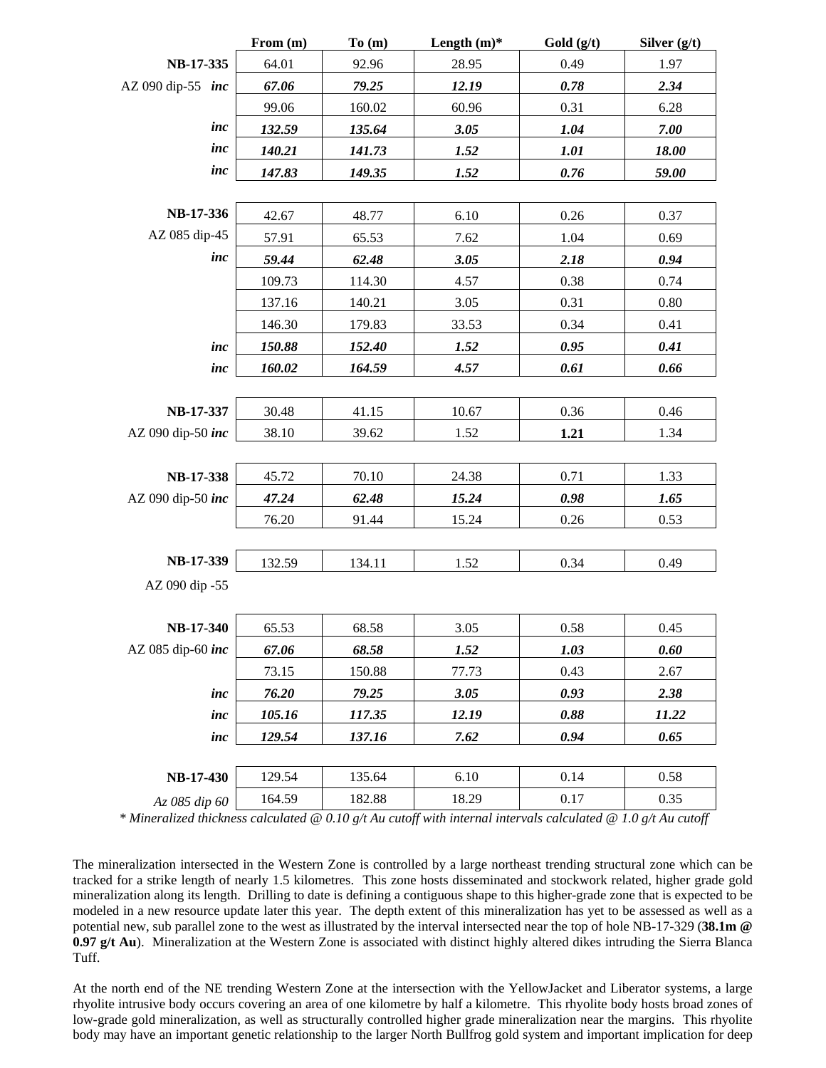| | From (m) | To (m) | Length (m)* | Gold (g/t) | Silver (g/t) |
|---|---|---|---|---|---|
| **NB-17-335** | 64.01 | 92.96 | 28.95 | 0.49 | 1.97 |
| AZ 090 dip-55 ***inc*** | ***67.06*** | ***79.25*** | ***12.19*** | ***0.78*** | ***2.34*** |
| | 99.06 | 160.02 | 60.96 | 0.31 | 6.28 |
| ***inc*** | ***132.59*** | ***135.64*** | ***3.05*** | ***1.04*** | ***7.00*** |
| ***inc*** | ***140.21*** | ***141.73*** | ***1.52*** | ***1.01*** | ***18.00*** |
| ***inc*** | ***147.83*** | ***149.35*** | ***1.52*** | ***0.76*** | ***59.00*** |
| | | | | | |
| **NB-17-336** | 42.67 | 48.77 | 6.10 | 0.26 | 0.37 |
| AZ 085 dip-45 | 57.91 | 65.53 | 7.62 | 1.04 | 0.69 |
| ***inc*** | ***59.44*** | ***62.48*** | ***3.05*** | ***2.18*** | ***0.94*** |
| | 109.73 | 114.30 | 4.57 | 0.38 | 0.74 |
| | 137.16 | 140.21 | 3.05 | 0.31 | 0.80 |
| | 146.30 | 179.83 | 33.53 | 0.34 | 0.41 |
| ***inc*** | ***150.88*** | ***152.40*** | ***1.52*** | ***0.95*** | ***0.41*** |
| ***inc*** | ***160.02*** | ***164.59*** | ***4.57*** | ***0.61*** | ***0.66*** |
| | | | | | |
| **NB-17-337** | 30.48 | 41.15 | 10.67 | 0.36 | 0.46 |
| AZ 090 dip-50 ***inc*** | 38.10 | 39.62 | 1.52 | **1.21** | 1.34 |
| | | | | | |
| **NB-17-338** | 45.72 | 70.10 | 24.38 | 0.71 | 1.33 |
| AZ 090 dip-50 ***inc*** | ***47.24*** | ***62.48*** | ***15.24*** | ***0.98*** | ***1.65*** |
| | 76.20 | 91.44 | 15.24 | 0.26 | 0.53 |
| | | | | | |
| **NB-17-339** | 132.59 | 134.11 | 1.52 | 0.34 | 0.49 |
| AZ 090 dip -55 | | | | | |
| | | | | | |
| **NB-17-340** | 65.53 | 68.58 | 3.05 | 0.58 | 0.45 |
| AZ 085 dip-60 ***inc*** | ***67.06*** | ***68.58*** | ***1.52*** | ***1.03*** | ***0.60*** |
| | 73.15 | 150.88 | 77.73 | 0.43 | 2.67 |
| ***inc*** | ***76.20*** | ***79.25*** | ***3.05*** | ***0.93*** | ***2.38*** |
| ***inc*** | ***105.16*** | ***117.35*** | ***12.19*** | ***0.88*** | ***11.22*** |
| ***inc*** | ***129.54*** | ***137.16*** | ***7.62*** | ***0.94*** | ***0.65*** |
| | | | | | |
| **NB-17-430** | 129.54 | 135.64 | 6.10 | 0.14 | 0.58 |
| *Az 085 dip 60* | 164.59 | 182.88 | 18.29 | 0.17 | 0.35 |

*\* Mineralized thickness calculated @ 0.10 g/t Au cutoff with internal intervals calculated @ 1.0 g/t Au cutoff*

The mineralization intersected in the Western Zone is controlled by a large northeast trending structural zone which can be tracked for a strike length of nearly 1.5 kilometres. This zone hosts disseminated and stockwork related, higher grade gold mineralization along its length. Drilling to date is defining a contiguous shape to this higher-grade zone that is expected to be modeled in a new resource update later this year. The depth extent of this mineralization has yet to be assessed as well as a potential new, sub parallel zone to the west as illustrated by the interval intersected near the top of hole NB-17-329 (**38.1m @ 0.97 g/t Au**). Mineralization at the Western Zone is associated with distinct highly altered dikes intruding the Sierra Blanca Tuff.

At the north end of the NE trending Western Zone at the intersection with the YellowJacket and Liberator systems, a large rhyolite intrusive body occurs covering an area of one kilometre by half a kilometre. This rhyolite body hosts broad zones of low-grade gold mineralization, as well as structurally controlled higher grade mineralization near the margins. This rhyolite body may have an important genetic relationship to the larger North Bullfrog gold system and important implication for deep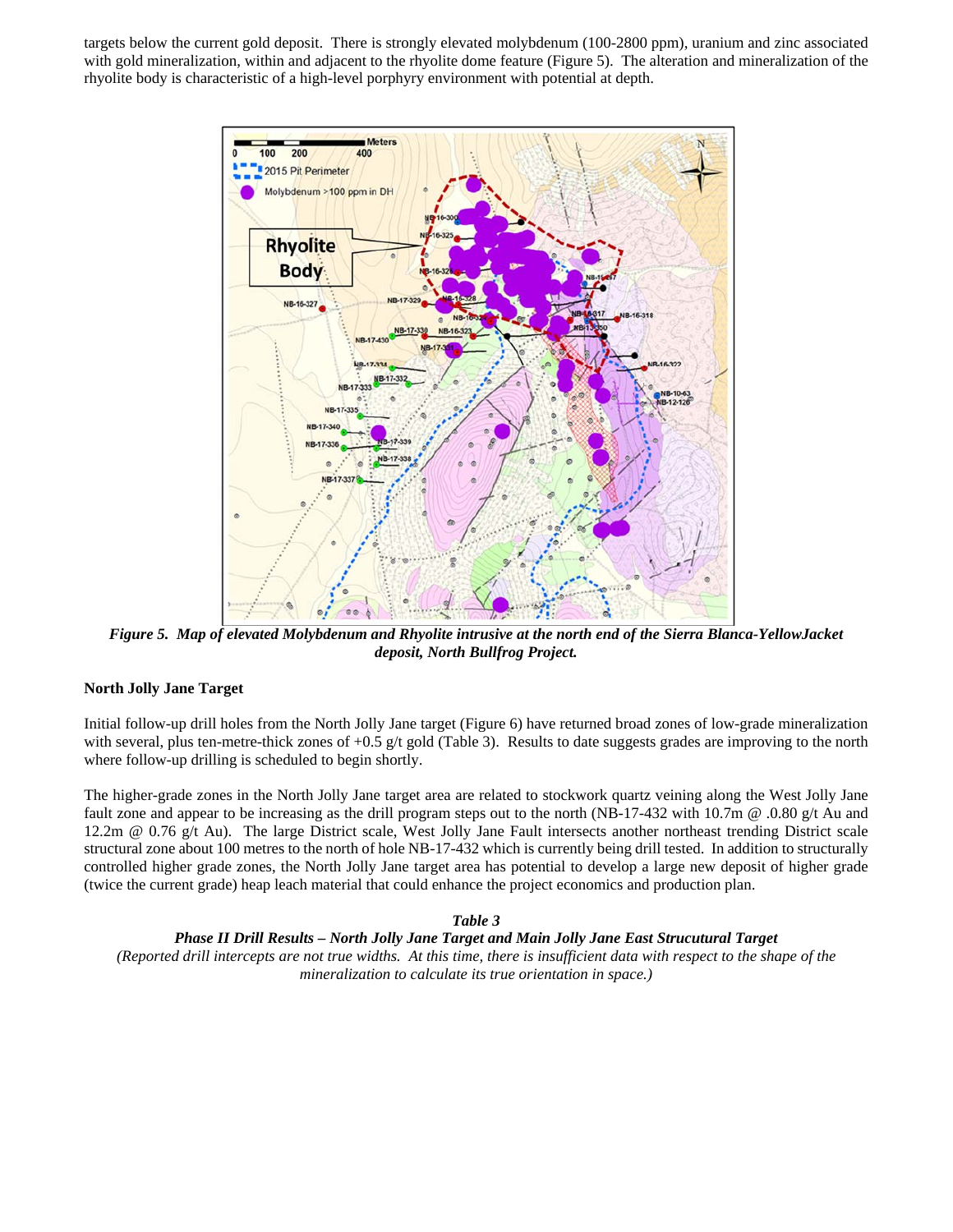targets below the current gold deposit. There is strongly elevated molybdenum (100-2800 ppm), uranium and zinc associated with gold mineralization, within and adjacent to the rhyolite dome feature (Figure 5). The alteration and mineralization of the rhyolite body is characteristic of a high-level porphyry environment with potential at depth.

*Figure 5. Map of elevated Molybdenum and Rhyolite intrusive at the north end of the Sierra Blanca-YellowJacket deposit, North Bullfrog Project.*

**North Jolly Jane Target**

Initial follow-up drill holes from the North Jolly Jane target (Figure 6) have returned broad zones of low-grade mineralization with several, plus ten-metre-thick zones of +0.5 g/t gold (Table 3). Results to date suggests grades are improving to the north where follow-up drilling is scheduled to begin shortly.

The higher-grade zones in the North Jolly Jane target area are related to stockwork quartz veining along the West Jolly Jane fault zone and appear to be increasing as the drill program steps out to the north (NB-17-432 with 10.7m @ .0.80 g/t Au and 12.2m @ 0.76 g/t Au). The large District scale, West Jolly Jane Fault intersects another northeast trending District scale structural zone about 100 metres to the north of hole NB-17-432 which is currently being drill tested. In addition to structurally controlled higher grade zones, the North Jolly Jane target area has potential to develop a large new deposit of higher grade (twice the current grade) heap leach material that could enhance the project economics and production plan.

***Table 3***

***Phase II Drill Results – North Jolly Jane Target and Main Jolly Jane East Strucutural Target***

*(Reported drill intercepts are not true widths. At this time, there is insufficient data with respect to the shape of the mineralization to calculate its true orientation in space.)*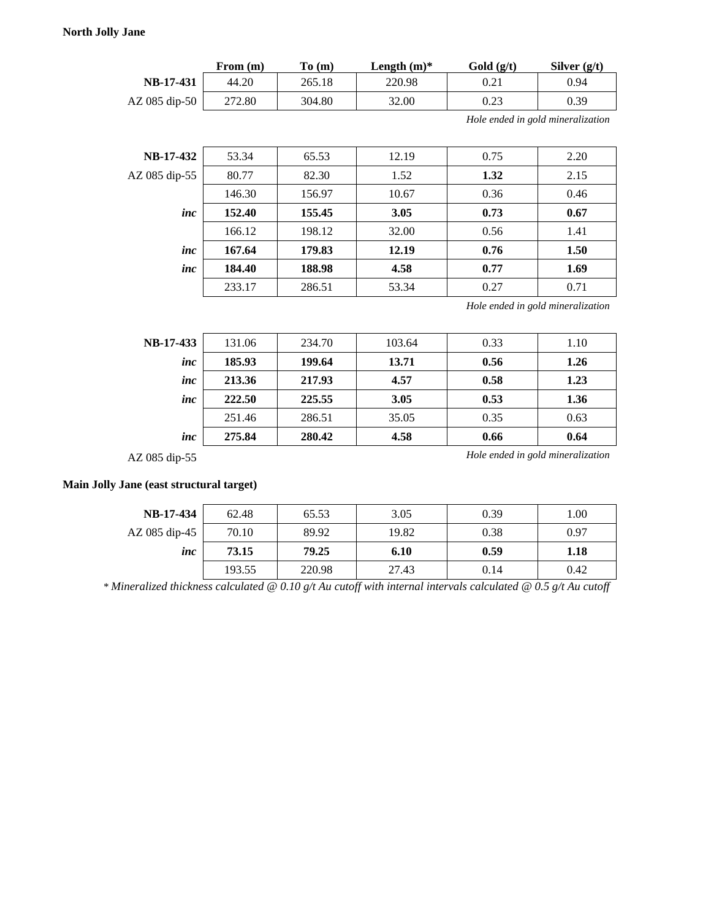**North Jolly Jane**

| | From (m) | To (m) | Length (m)* | Gold (g/t) | Silver (g/t) |
|---|---|---|---|---|---|
| **NB-17-431** | 44.20 | 265.18 | 220.98 | 0.21 | 0.94 |
| AZ 085 dip-50 | 272.80 | 304.80 | 32.00 | 0.23 | 0.39 |

*Hole ended in gold mineralization*

| | From (m) | To (m) | Length (m)* | Gold (g/t) | Silver (g/t) |
|---|---|---|---|---|---|
| **NB-17-432** | 53.34 | 65.53 | 12.19 | 0.75 | 2.20 |
| AZ 085 dip-55 | 80.77 | 82.30 | 1.52 | **1.32** | 2.15 |
| | 146.30 | 156.97 | 10.67 | 0.36 | 0.46 |
| ***inc*** | **152.40** | **155.45** | **3.05** | **0.73** | **0.67** |
| | 166.12 | 198.12 | 32.00 | 0.56 | 1.41 |
| ***inc*** | **167.64** | **179.83** | **12.19** | **0.76** | **1.50** |
| ***inc*** | **184.40** | **188.98** | **4.58** | **0.77** | **1.69** |
| | 233.17 | 286.51 | 53.34 | 0.27 | 0.71 |

*Hole ended in gold mineralization*

| | From (m) | To (m) | Length (m)* | Gold (g/t) | Silver (g/t) |
|---|---|---|---|---|---|
| **NB-17-433** | 131.06 | 234.70 | 103.64 | 0.33 | 1.10 |
| ***inc*** | **185.93** | **199.64** | **13.71** | **0.56** | **1.26** |
| ***inc*** | **213.36** | **217.93** | **4.57** | **0.58** | **1.23** |
| ***inc*** | **222.50** | **225.55** | **3.05** | **0.53** | **1.36** |
| | 251.46 | 286.51 | 35.05 | 0.35 | 0.63 |
| ***inc*** | **275.84** | **280.42** | **4.58** | **0.66** | **0.64** |
| AZ 085 dip-55 | | | | | |

*Hole ended in gold mineralization*

**Main Jolly Jane (east structural target)**

| | From (m) | To (m) | Length (m)* | Gold (g/t) | Silver (g/t) |
|---|---|---|---|---|---|
| **NB-17-434** | 62.48 | 65.53 | 3.05 | 0.39 | 1.00 |
| AZ 085 dip-45 | 70.10 | 89.92 | 19.82 | 0.38 | 0.97 |
| ***inc*** | **73.15** | **79.25** | **6.10** | **0.59** | **1.18** |
| | 193.55 | 220.98 | 27.43 | 0.14 | 0.42 |

* *Mineralized thickness calculated @ 0.10 g/t Au cutoff with internal intervals calculated @ 0.5 g/t Au cutoff*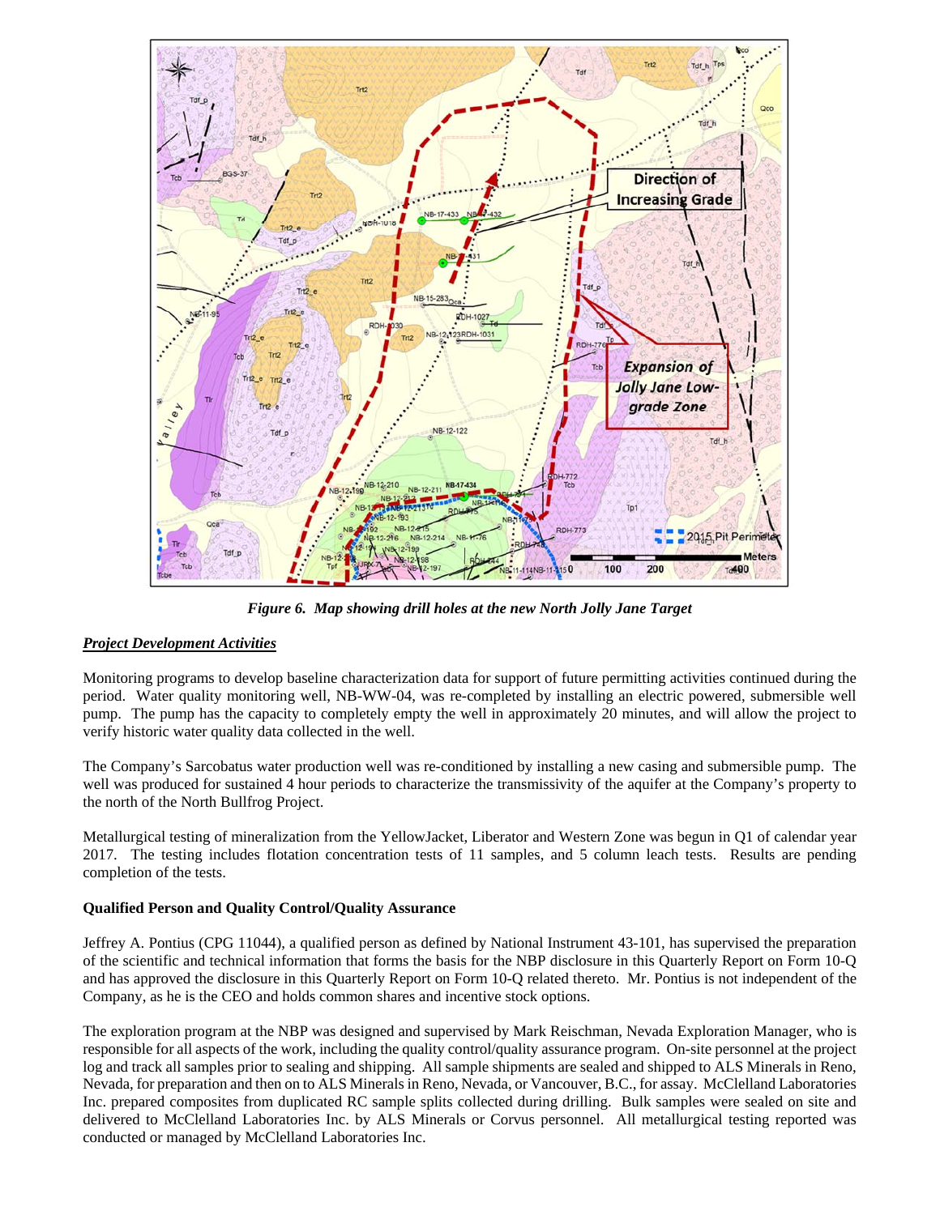*Figure 6. Map showing drill holes at the new North Jolly Jane Target*

***Project Development Activities***

Monitoring programs to develop baseline characterization data for support of future permitting activities continued during the period. Water quality monitoring well, NB-WW-04, was re-completed by installing an electric powered, submersible well pump. The pump has the capacity to completely empty the well in approximately 20 minutes, and will allow the project to verify historic water quality data collected in the well.

The Company's Sarcobatus water production well was re-conditioned by installing a new casing and submersible pump. The well was produced for sustained 4 hour periods to characterize the transmissivity of the aquifer at the Company's property to the north of the North Bullfrog Project.

Metallurgical testing of mineralization from the YellowJacket, Liberator and Western Zone was begun in Q1 of calendar year 2017. The testing includes flotation concentration tests of 11 samples, and 5 column leach tests. Results are pending completion of the tests.

**Qualified Person and Quality Control/Quality Assurance**

Jeffrey A. Pontius (CPG 11044), a qualified person as defined by National Instrument 43-101, has supervised the preparation of the scientific and technical information that forms the basis for the NBP disclosure in this Quarterly Report on Form 10-Q and has approved the disclosure in this Quarterly Report on Form 10-Q related thereto. Mr. Pontius is not independent of the Company, as he is the CEO and holds common shares and incentive stock options.

The exploration program at the NBP was designed and supervised by Mark Reischman, Nevada Exploration Manager, who is responsible for all aspects of the work, including the quality control/quality assurance program. On-site personnel at the project log and track all samples prior to sealing and shipping. All sample shipments are sealed and shipped to ALS Minerals in Reno, Nevada, for preparation and then on to ALS Minerals in Reno, Nevada, or Vancouver, B.C., for assay. McClelland Laboratories Inc. prepared composites from duplicated RC sample splits collected during drilling. Bulk samples were sealed on site and delivered to McClelland Laboratories Inc. by ALS Minerals or Corvus personnel. All metallurgical testing reported was conducted or managed by McClelland Laboratories Inc.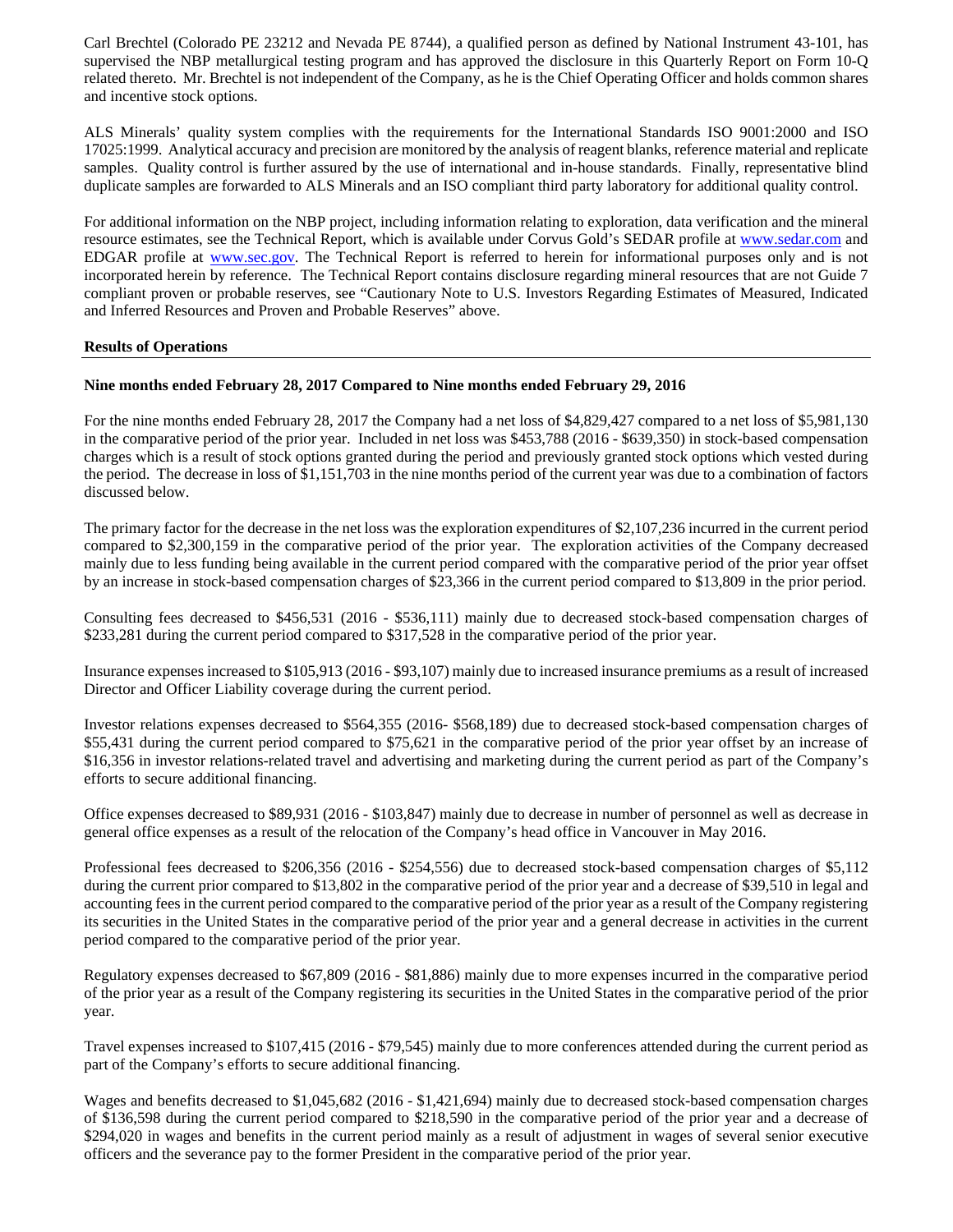Carl Brechtel (Colorado PE 23212 and Nevada PE 8744), a qualified person as defined by National Instrument 43-101, has supervised the NBP metallurgical testing program and has approved the disclosure in this Quarterly Report on Form 10-Q related thereto. Mr. Brechtel is not independent of the Company, as he is the Chief Operating Officer and holds common shares and incentive stock options.

ALS Minerals' quality system complies with the requirements for the International Standards ISO 9001:2000 and ISO 17025:1999. Analytical accuracy and precision are monitored by the analysis of reagent blanks, reference material and replicate samples. Quality control is further assured by the use of international and in-house standards. Finally, representative blind duplicate samples are forwarded to ALS Minerals and an ISO compliant third party laboratory for additional quality control.

For additional information on the NBP project, including information relating to exploration, data verification and the mineral resource estimates, see the Technical Report, which is available under Corvus Gold's SEDAR profile at www.sedar.com and EDGAR profile at www.sec.gov. The Technical Report is referred to herein for informational purposes only and is not incorporated herein by reference. The Technical Report contains disclosure regarding mineral resources that are not Guide 7 compliant proven or probable reserves, see "Cautionary Note to U.S. Investors Regarding Estimates of Measured, Indicated and Inferred Resources and Proven and Probable Reserves" above.

## Results of Operations

### Nine months ended February 28, 2017 Compared to Nine months ended February 29, 2016

For the nine months ended February 28, 2017 the Company had a net loss of $4,829,427 compared to a net loss of $5,981,130 in the comparative period of the prior year. Included in net loss was $453,788 (2016 - $639,350) in stock-based compensation charges which is a result of stock options granted during the period and previously granted stock options which vested during the period. The decrease in loss of $1,151,703 in the nine months period of the current year was due to a combination of factors discussed below.

The primary factor for the decrease in the net loss was the exploration expenditures of $2,107,236 incurred in the current period compared to $2,300,159 in the comparative period of the prior year. The exploration activities of the Company decreased mainly due to less funding being available in the current period compared with the comparative period of the prior year offset by an increase in stock-based compensation charges of $23,366 in the current period compared to $13,809 in the prior period.

Consulting fees decreased to $456,531 (2016 - $536,111) mainly due to decreased stock-based compensation charges of $233,281 during the current period compared to $317,528 in the comparative period of the prior year.

Insurance expenses increased to $105,913 (2016 - $93,107) mainly due to increased insurance premiums as a result of increased Director and Officer Liability coverage during the current period.

Investor relations expenses decreased to $564,355 (2016- $568,189) due to decreased stock-based compensation charges of $55,431 during the current period compared to $75,621 in the comparative period of the prior year offset by an increase of $16,356 in investor relations-related travel and advertising and marketing during the current period as part of the Company's efforts to secure additional financing.

Office expenses decreased to $89,931 (2016 - $103,847) mainly due to decrease in number of personnel as well as decrease in general office expenses as a result of the relocation of the Company's head office in Vancouver in May 2016.

Professional fees decreased to $206,356 (2016 - $254,556) due to decreased stock-based compensation charges of $5,112 during the current prior compared to $13,802 in the comparative period of the prior year and a decrease of $39,510 in legal and accounting fees in the current period compared to the comparative period of the prior year as a result of the Company registering its securities in the United States in the comparative period of the prior year and a general decrease in activities in the current period compared to the comparative period of the prior year.

Regulatory expenses decreased to $67,809 (2016 - $81,886) mainly due to more expenses incurred in the comparative period of the prior year as a result of the Company registering its securities in the United States in the comparative period of the prior year.

Travel expenses increased to $107,415 (2016 - $79,545) mainly due to more conferences attended during the current period as part of the Company's efforts to secure additional financing.

Wages and benefits decreased to $1,045,682 (2016 - $1,421,694) mainly due to decreased stock-based compensation charges of $136,598 during the current period compared to $218,590 in the comparative period of the prior year and a decrease of $294,020 in wages and benefits in the current period mainly as a result of adjustment in wages of several senior executive officers and the severance pay to the former President in the comparative period of the prior year.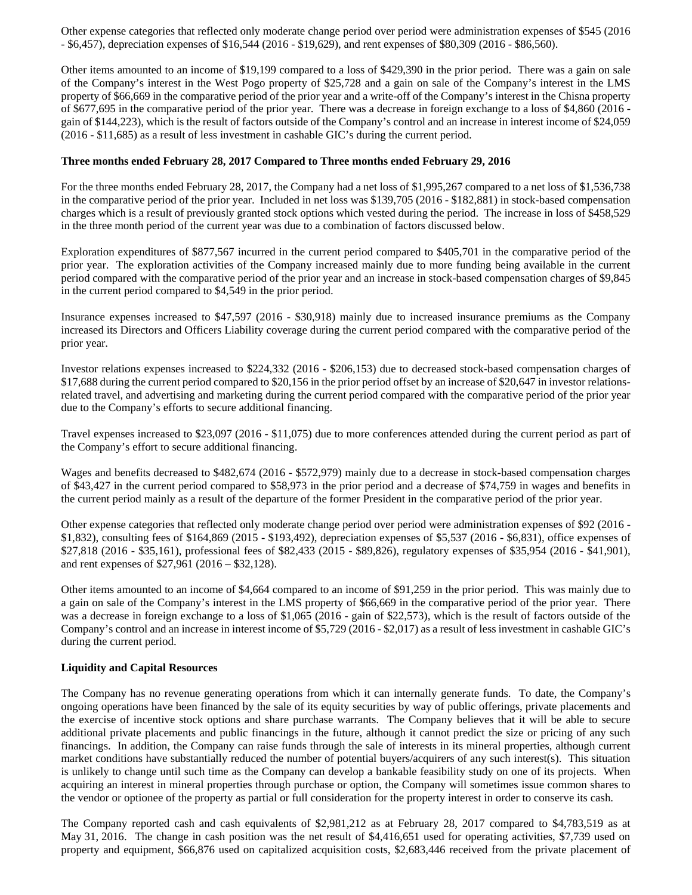Other expense categories that reflected only moderate change period over period were administration expenses of $545 (2016 - $6,457), depreciation expenses of $16,544 (2016 - $19,629), and rent expenses of $80,309 (2016 - $86,560).

Other items amounted to an income of $19,199 compared to a loss of $429,390 in the prior period. There was a gain on sale of the Company's interest in the West Pogo property of $25,728 and a gain on sale of the Company's interest in the LMS property of $66,669 in the comparative period of the prior year and a write-off of the Company's interest in the Chisna property of $677,695 in the comparative period of the prior year. There was a decrease in foreign exchange to a loss of $4,860 (2016 - gain of $144,223), which is the result of factors outside of the Company's control and an increase in interest income of $24,059 (2016 - $11,685) as a result of less investment in cashable GIC's during the current period.

**Three months ended February 28, 2017 Compared to Three months ended February 29, 2016**

For the three months ended February 28, 2017, the Company had a net loss of $1,995,267 compared to a net loss of $1,536,738 in the comparative period of the prior year. Included in net loss was $139,705 (2016 - $182,881) in stock-based compensation charges which is a result of previously granted stock options which vested during the period. The increase in loss of $458,529 in the three month period of the current year was due to a combination of factors discussed below.

Exploration expenditures of $877,567 incurred in the current period compared to $405,701 in the comparative period of the prior year. The exploration activities of the Company increased mainly due to more funding being available in the current period compared with the comparative period of the prior year and an increase in stock-based compensation charges of $9,845 in the current period compared to $4,549 in the prior period.

Insurance expenses increased to $47,597 (2016 - $30,918) mainly due to increased insurance premiums as the Company increased its Directors and Officers Liability coverage during the current period compared with the comparative period of the prior year.

Investor relations expenses increased to $224,332 (2016 - $206,153) due to decreased stock-based compensation charges of $17,688 during the current period compared to $20,156 in the prior period offset by an increase of $20,647 in investor relations-related travel, and advertising and marketing during the current period compared with the comparative period of the prior year due to the Company's efforts to secure additional financing.

Travel expenses increased to $23,097 (2016 - $11,075) due to more conferences attended during the current period as part of the Company's effort to secure additional financing.

Wages and benefits decreased to $482,674 (2016 - $572,979) mainly due to a decrease in stock-based compensation charges of $43,427 in the current period compared to $58,973 in the prior period and a decrease of $74,759 in wages and benefits in the current period mainly as a result of the departure of the former President in the comparative period of the prior year.

Other expense categories that reflected only moderate change period over period were administration expenses of $92 (2016 - $1,832), consulting fees of $164,869 (2015 - $193,492), depreciation expenses of $5,537 (2016 - $6,831), office expenses of $27,818 (2016 - $35,161), professional fees of $82,433 (2015 - $89,826), regulatory expenses of $35,954 (2016 - $41,901), and rent expenses of $27,961 (2016 – $32,128).

Other items amounted to an income of $4,664 compared to an income of $91,259 in the prior period. This was mainly due to a gain on sale of the Company's interest in the LMS property of $66,669 in the comparative period of the prior year. There was a decrease in foreign exchange to a loss of $1,065 (2016 - gain of $22,573), which is the result of factors outside of the Company's control and an increase in interest income of $5,729 (2016 - $2,017) as a result of less investment in cashable GIC's during the current period.

**Liquidity and Capital Resources**

The Company has no revenue generating operations from which it can internally generate funds. To date, the Company's ongoing operations have been financed by the sale of its equity securities by way of public offerings, private placements and the exercise of incentive stock options and share purchase warrants. The Company believes that it will be able to secure additional private placements and public financings in the future, although it cannot predict the size or pricing of any such financings. In addition, the Company can raise funds through the sale of interests in its mineral properties, although current market conditions have substantially reduced the number of potential buyers/acquirers of any such interest(s). This situation is unlikely to change until such time as the Company can develop a bankable feasibility study on one of its projects. When acquiring an interest in mineral properties through purchase or option, the Company will sometimes issue common shares to the vendor or optionee of the property as partial or full consideration for the property interest in order to conserve its cash.

The Company reported cash and cash equivalents of $2,981,212 as at February 28, 2017 compared to $4,783,519 as at May 31, 2016. The change in cash position was the net result of $4,416,651 used for operating activities, $7,739 used on property and equipment, $66,876 used on capitalized acquisition costs, $2,683,446 received from the private placement of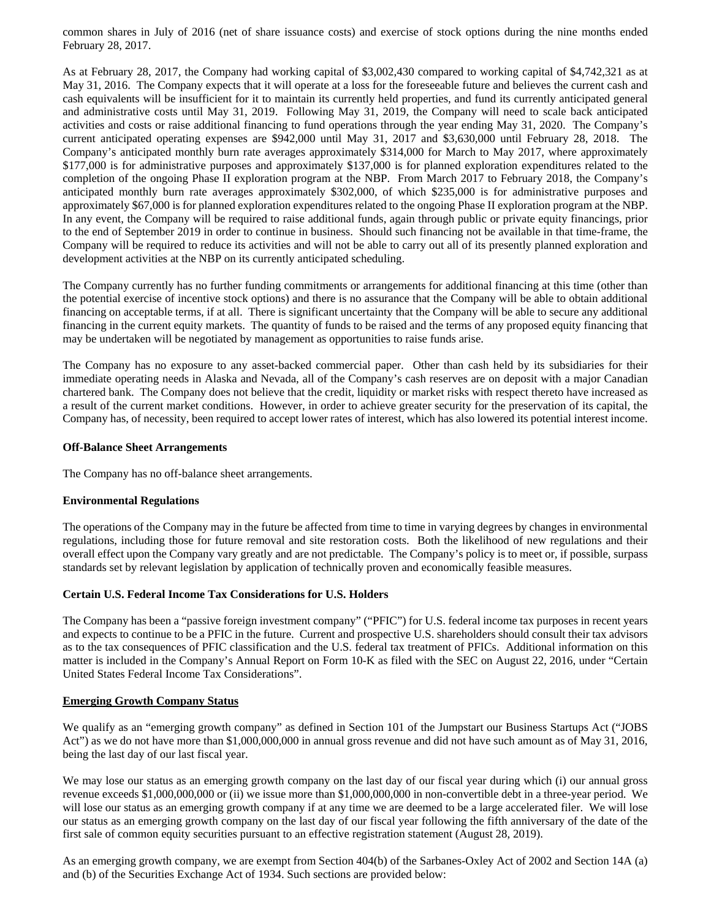common shares in July of 2016 (net of share issuance costs) and exercise of stock options during the nine months ended February 28, 2017.

As at February 28, 2017, the Company had working capital of $3,002,430 compared to working capital of $4,742,321 as at May 31, 2016. The Company expects that it will operate at a loss for the foreseeable future and believes the current cash and cash equivalents will be insufficient for it to maintain its currently held properties, and fund its currently anticipated general and administrative costs until May 31, 2019. Following May 31, 2019, the Company will need to scale back anticipated activities and costs or raise additional financing to fund operations through the year ending May 31, 2020. The Company's current anticipated operating expenses are $942,000 until May 31, 2017 and $3,630,000 until February 28, 2018. The Company's anticipated monthly burn rate averages approximately $314,000 for March to May 2017, where approximately $177,000 is for administrative purposes and approximately $137,000 is for planned exploration expenditures related to the completion of the ongoing Phase II exploration program at the NBP. From March 2017 to February 2018, the Company's anticipated monthly burn rate averages approximately $302,000, of which $235,000 is for administrative purposes and approximately $67,000 is for planned exploration expenditures related to the ongoing Phase II exploration program at the NBP. In any event, the Company will be required to raise additional funds, again through public or private equity financings, prior to the end of September 2019 in order to continue in business. Should such financing not be available in that time-frame, the Company will be required to reduce its activities and will not be able to carry out all of its presently planned exploration and development activities at the NBP on its currently anticipated scheduling.

The Company currently has no further funding commitments or arrangements for additional financing at this time (other than the potential exercise of incentive stock options) and there is no assurance that the Company will be able to obtain additional financing on acceptable terms, if at all. There is significant uncertainty that the Company will be able to secure any additional financing in the current equity markets. The quantity of funds to be raised and the terms of any proposed equity financing that may be undertaken will be negotiated by management as opportunities to raise funds arise.

The Company has no exposure to any asset-backed commercial paper. Other than cash held by its subsidiaries for their immediate operating needs in Alaska and Nevada, all of the Company's cash reserves are on deposit with a major Canadian chartered bank. The Company does not believe that the credit, liquidity or market risks with respect thereto have increased as a result of the current market conditions. However, in order to achieve greater security for the preservation of its capital, the Company has, of necessity, been required to accept lower rates of interest, which has also lowered its potential interest income.

**Off-Balance Sheet Arrangements**

The Company has no off-balance sheet arrangements.

**Environmental Regulations**

The operations of the Company may in the future be affected from time to time in varying degrees by changes in environmental regulations, including those for future removal and site restoration costs. Both the likelihood of new regulations and their overall effect upon the Company vary greatly and are not predictable. The Company's policy is to meet or, if possible, surpass standards set by relevant legislation by application of technically proven and economically feasible measures.

**Certain U.S. Federal Income Tax Considerations for U.S. Holders**

The Company has been a "passive foreign investment company" ("PFIC") for U.S. federal income tax purposes in recent years and expects to continue to be a PFIC in the future. Current and prospective U.S. shareholders should consult their tax advisors as to the tax consequences of PFIC classification and the U.S. federal tax treatment of PFICs. Additional information on this matter is included in the Company's Annual Report on Form 10-K as filed with the SEC on August 22, 2016, under "Certain United States Federal Income Tax Considerations".

**Emerging Growth Company Status**

We qualify as an "emerging growth company" as defined in Section 101 of the Jumpstart our Business Startups Act ("JOBS Act") as we do not have more than $1,000,000,000 in annual gross revenue and did not have such amount as of May 31, 2016, being the last day of our last fiscal year.

We may lose our status as an emerging growth company on the last day of our fiscal year during which (i) our annual gross revenue exceeds $1,000,000,000 or (ii) we issue more than $1,000,000,000 in non-convertible debt in a three-year period. We will lose our status as an emerging growth company if at any time we are deemed to be a large accelerated filer. We will lose our status as an emerging growth company on the last day of our fiscal year following the fifth anniversary of the date of the first sale of common equity securities pursuant to an effective registration statement (August 28, 2019).

As an emerging growth company, we are exempt from Section 404(b) of the Sarbanes-Oxley Act of 2002 and Section 14A (a) and (b) of the Securities Exchange Act of 1934. Such sections are provided below: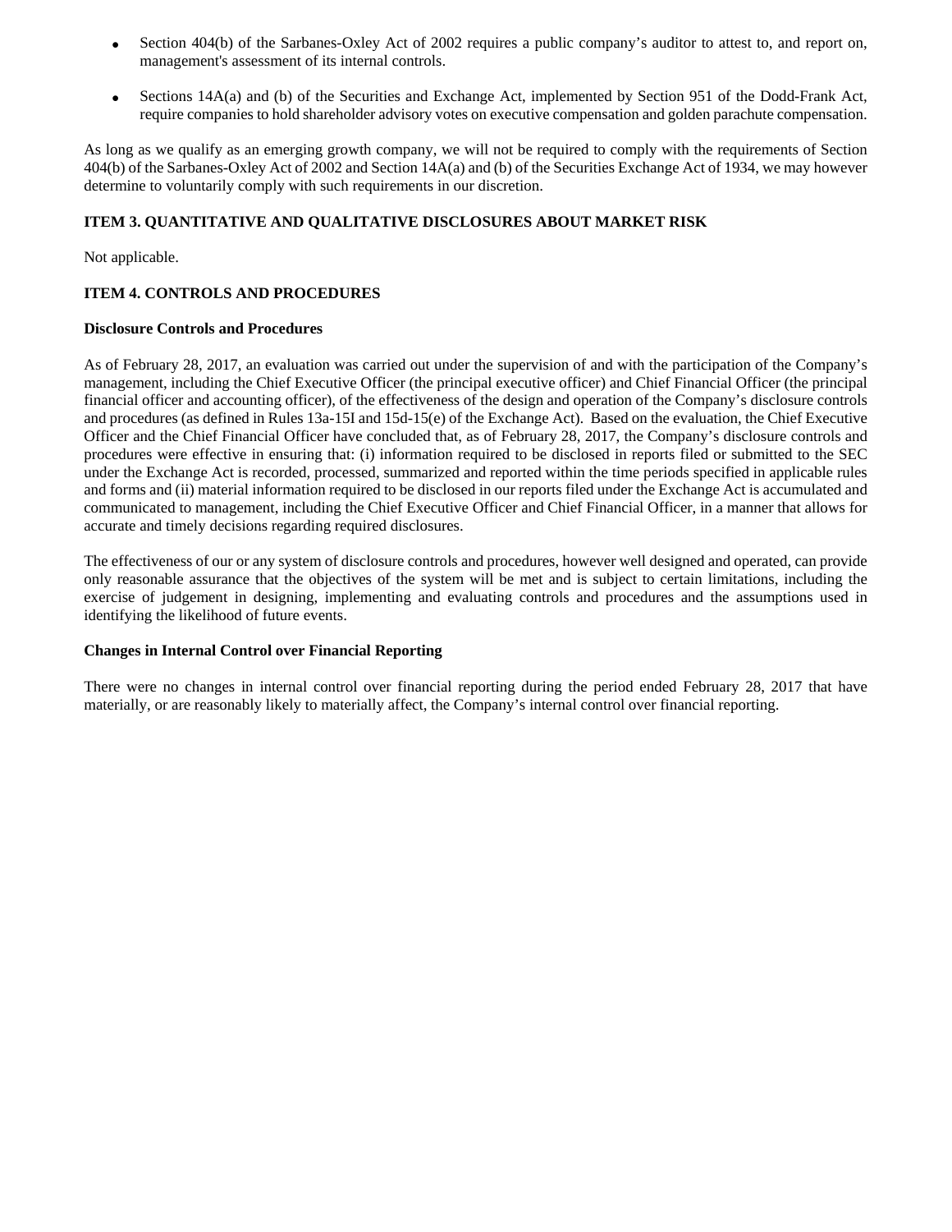- Section 404(b) of the Sarbanes-Oxley Act of 2002 requires a public company's auditor to attest to, and report on, management's assessment of its internal controls.
- Sections 14A(a) and (b) of the Securities and Exchange Act, implemented by Section 951 of the Dodd-Frank Act, require companies to hold shareholder advisory votes on executive compensation and golden parachute compensation.

As long as we qualify as an emerging growth company, we will not be required to comply with the requirements of Section 404(b) of the Sarbanes-Oxley Act of 2002 and Section 14A(a) and (b) of the Securities Exchange Act of 1934, we may however determine to voluntarily comply with such requirements in our discretion.

**ITEM 3. QUANTITATIVE AND QUALITATIVE DISCLOSURES ABOUT MARKET RISK**

Not applicable.

**ITEM 4. CONTROLS AND PROCEDURES**

**Disclosure Controls and Procedures**

As of February 28, 2017, an evaluation was carried out under the supervision of and with the participation of the Company's management, including the Chief Executive Officer (the principal executive officer) and Chief Financial Officer (the principal financial officer and accounting officer), of the effectiveness of the design and operation of the Company's disclosure controls and procedures (as defined in Rules 13a-15I and 15d-15(e) of the Exchange Act). Based on the evaluation, the Chief Executive Officer and the Chief Financial Officer have concluded that, as of February 28, 2017, the Company's disclosure controls and procedures were effective in ensuring that: (i) information required to be disclosed in reports filed or submitted to the SEC under the Exchange Act is recorded, processed, summarized and reported within the time periods specified in applicable rules and forms and (ii) material information required to be disclosed in our reports filed under the Exchange Act is accumulated and communicated to management, including the Chief Executive Officer and Chief Financial Officer, in a manner that allows for accurate and timely decisions regarding required disclosures.

The effectiveness of our or any system of disclosure controls and procedures, however well designed and operated, can provide only reasonable assurance that the objectives of the system will be met and is subject to certain limitations, including the exercise of judgement in designing, implementing and evaluating controls and procedures and the assumptions used in identifying the likelihood of future events.

**Changes in Internal Control over Financial Reporting**

There were no changes in internal control over financial reporting during the period ended February 28, 2017 that have materially, or are reasonably likely to materially affect, the Company's internal control over financial reporting.